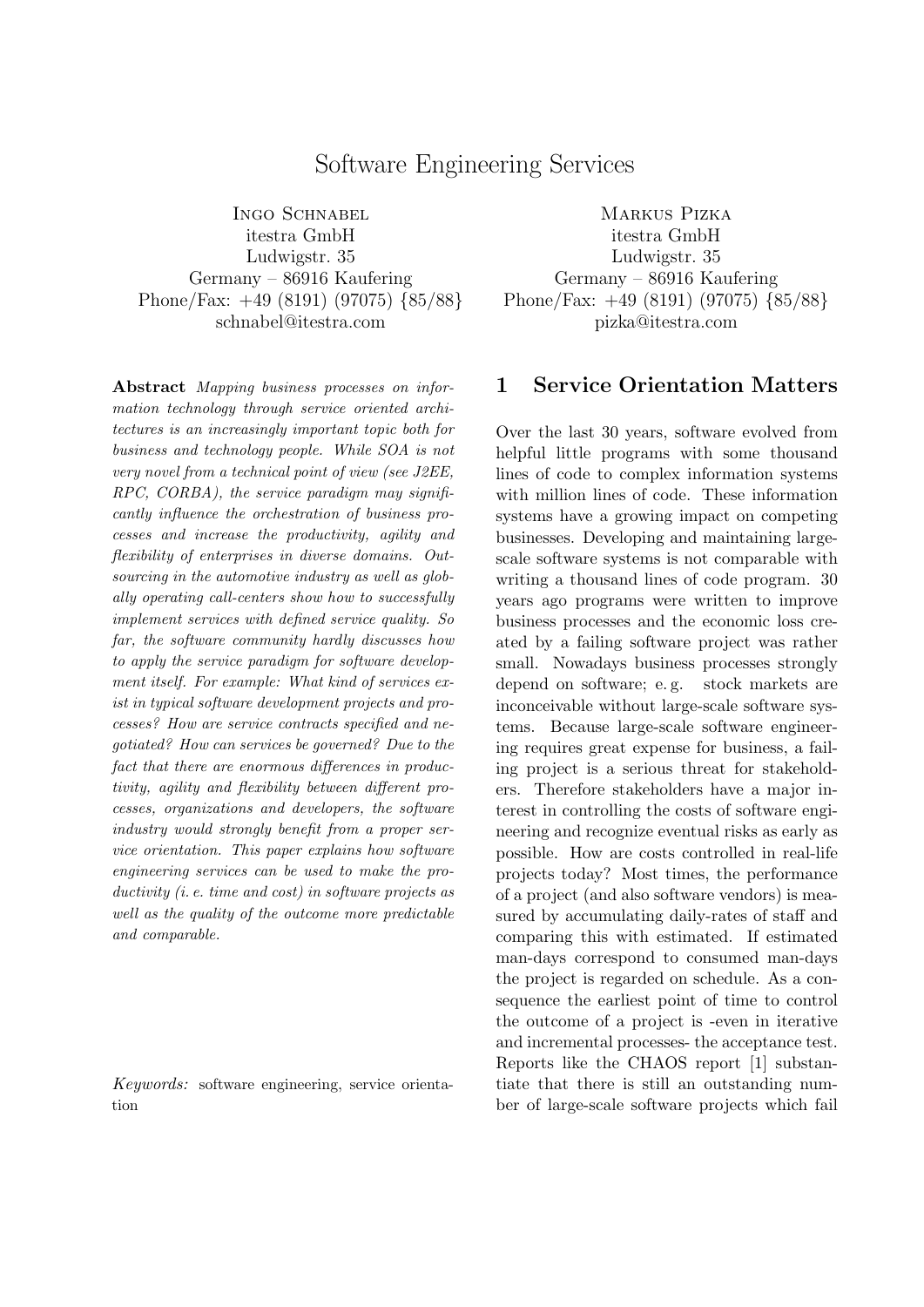# Software Engineering Services

Ingo Schnabel
itestra GmbH
Ludwigstr. 35
Germany – 86916 Kaufering
Phone/Fax: +49 (8191) (97075) {85/88}
schnabel@itestra.com

Markus Pizka
itestra GmbH
Ludwigstr. 35
Germany – 86916 Kaufering
Phone/Fax: +49 (8191) (97075) {85/88}
pizka@itestra.com

**Abstract** *Mapping business processes on information technology through service oriented architectures is an increasingly important topic both for business and technology people. While SOA is not very novel from a technical point of view (see J2EE, RPC, CORBA), the service paradigm may significantly influence the orchestration of business processes and increase the productivity, agility and flexibility of enterprises in diverse domains. Outsourcing in the automotive industry as well as globally operating call-centers show how to successfully implement services with defined service quality. So far, the software community hardly discusses how to apply the service paradigm for software development itself. For example: What kind of services exist in typical software development projects and processes? How are service contracts specified and negotiated? How can services be governed? Due to the fact that there are enormous differences in productivity, agility and flexibility between different processes, organizations and developers, the software industry would strongly benefit from a proper service orientation. This paper explains how software engineering services can be used to make the productivity (i. e. time and cost) in software projects as well as the quality of the outcome more predictable and comparable.*

*Keywords:* software engineering, service orientation

## 1 Service Orientation Matters

Over the last 30 years, software evolved from helpful little programs with some thousand lines of code to complex information systems with million lines of code. These information systems have a growing impact on competing businesses. Developing and maintaining large-scale software systems is not comparable with writing a thousand lines of code program. 30 years ago programs were written to improve business processes and the economic loss created by a failing software project was rather small. Nowadays business processes strongly depend on software; e. g. stock markets are inconceivable without large-scale software systems. Because large-scale software engineering requires great expense for business, a failing project is a serious threat for stakeholders. Therefore stakeholders have a major interest in controlling the costs of software engineering and recognize eventual risks as early as possible. How are costs controlled in real-life projects today? Most times, the performance of a project (and also software vendors) is measured by accumulating daily-rates of staff and comparing this with estimated. If estimated man-days correspond to consumed man-days the project is regarded on schedule. As a consequence the earliest point of time to control the outcome of a project is -even in iterative and incremental processes- the acceptance test. Reports like the CHAOS report [1] substantiate that there is still an outstanding number of large-scale software projects which fail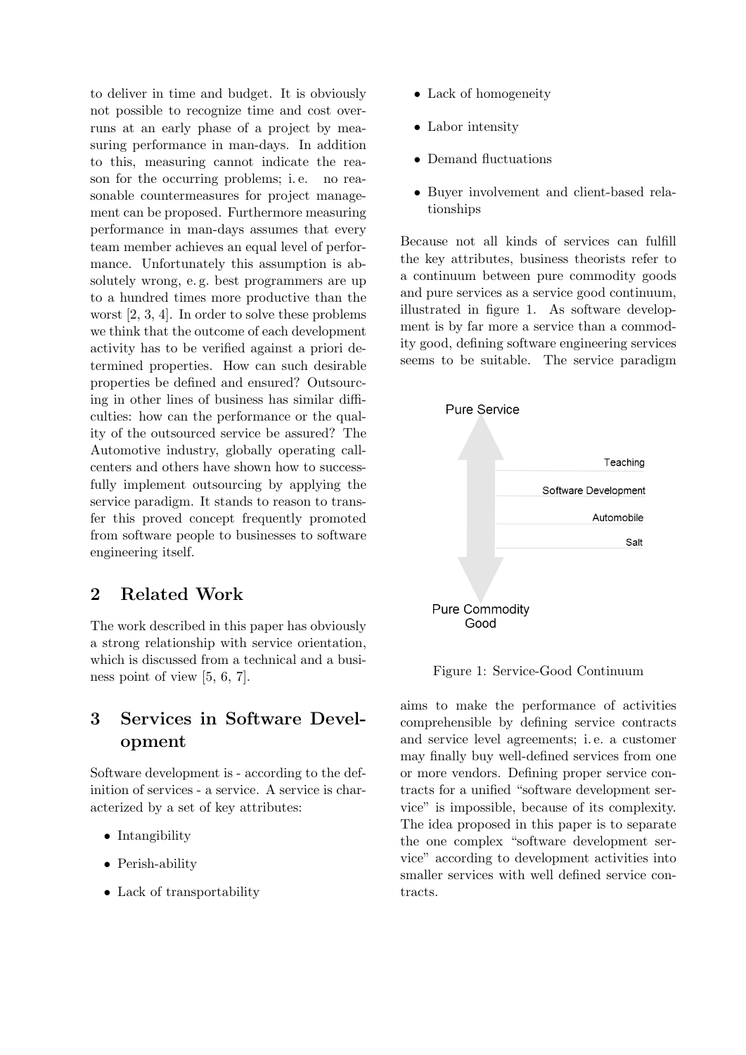to deliver in time and budget. It is obviously not possible to recognize time and cost overruns at an early phase of a project by measuring performance in man-days. In addition to this, measuring cannot indicate the reason for the occurring problems; i. e. no reasonable countermeasures for project management can be proposed. Furthermore measuring performance in man-days assumes that every team member achieves an equal level of performance. Unfortunately this assumption is absolutely wrong, e. g. best programmers are up to a hundred times more productive than the worst [2, 3, 4]. In order to solve these problems we think that the outcome of each development activity has to be verified against a priori determined properties. How can such desirable properties be defined and ensured? Outsourcing in other lines of business has similar difficulties: how can the performance or the quality of the outsourced service be assured? The Automotive industry, globally operating call-centers and others have shown how to successfully implement outsourcing by applying the service paradigm. It stands to reason to transfer this proved concept frequently promoted from software people to businesses to software engineering itself.

## 2 Related Work

The work described in this paper has obviously a strong relationship with service orientation, which is discussed from a technical and a business point of view [5, 6, 7].

## 3 Services in Software Development

Software development is - according to the definition of services - a service. A service is characterized by a set of key attributes:

- Intangibility
- Perish-ability
- Lack of transportability
- Lack of homogeneity
- Labor intensity
- Demand fluctuations
- Buyer involvement and client-based relationships

Because not all kinds of services can fulfill the key attributes, business theorists refer to a continuum between pure commodity goods and pure services as a service good continuum, illustrated in figure 1. As software development is by far more a service than a commodity good, defining software engineering services seems to be suitable. The service paradigm aims to make the performance of activities comprehensible by defining service contracts and service level agreements; i. e. a customer may finally buy well-defined services from one or more vendors. Defining proper service contracts for a unified "software development service" is impossible, because of its complexity. The idea proposed in this paper is to separate the one complex "software development service" according to development activities into smaller services with well defined service contracts.

Pure Service

Teaching

Software Development

Automobile

Salt

Pure Commodity Good

Figure 1: Service-Good Continuum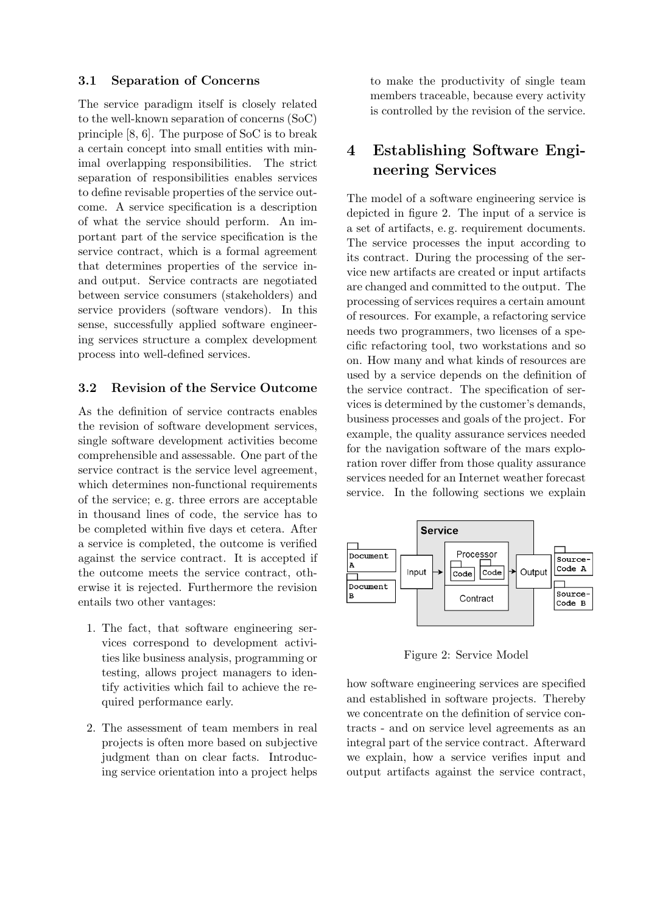### 3.1 Separation of Concerns

The service paradigm itself is closely related to the well-known separation of concerns (SoC) principle [8, 6]. The purpose of SoC is to break a certain concept into small entities with minimal overlapping responsibilities. The strict separation of responsibilities enables services to define revisable properties of the service outcome. A service specification is a description of what the service should perform. An important part of the service specification is the service contract, which is a formal agreement that determines properties of the service in- and output. Service contracts are negotiated between service consumers (stakeholders) and service providers (software vendors). In this sense, successfully applied software engineering services structure a complex development process into well-defined services.

### 3.2 Revision of the Service Outcome

As the definition of service contracts enables the revision of software development services, single software development activities become comprehensible and assessable. One part of the service contract is the service level agreement, which determines non-functional requirements of the service; e. g. three errors are acceptable in thousand lines of code, the service has to be completed within five days et cetera. After a service is completed, the outcome is verified against the service contract. It is accepted if the outcome meets the service contract, otherwise it is rejected. Furthermore the revision entails two other vantages:

1. The fact, that software engineering services correspond to development activities like business analysis, programming or testing, allows project managers to identify activities which fail to achieve the required performance early.
2. The assessment of team members in real projects is often more based on subjective judgment than on clear facts. Introducing service orientation into a project helps to make the productivity of single team members traceable, because every activity is controlled by the revision of the service.

## 4 Establishing Software Engineering Services

The model of a software engineering service is depicted in figure 2. The input of a service is a set of artifacts, e. g. requirement documents. The service processes the input according to its contract. During the processing of the service new artifacts are created or input artifacts are changed and committed to the output. The processing of services requires a certain amount of resources. For example, a refactoring service needs two programmers, two licenses of a specific refactoring tool, two workstations and so on. How many and what kinds of resources are used by a service depends on the definition of the service contract. The specification of services is determined by the customer's demands, business processes and goals of the project. For example, the quality assurance services needed for the navigation software of the mars exploration rover differ from those quality assurance services needed for an Internet weather forecast service. In the following sections we explain how software engineering services are specified and established in software projects. Thereby we concentrate on the definition of service contracts - and on service level agreements as an integral part of the service contract. Afterward we explain, how a service verifies input and output artifacts against the service contract,

Figure 2: Service Model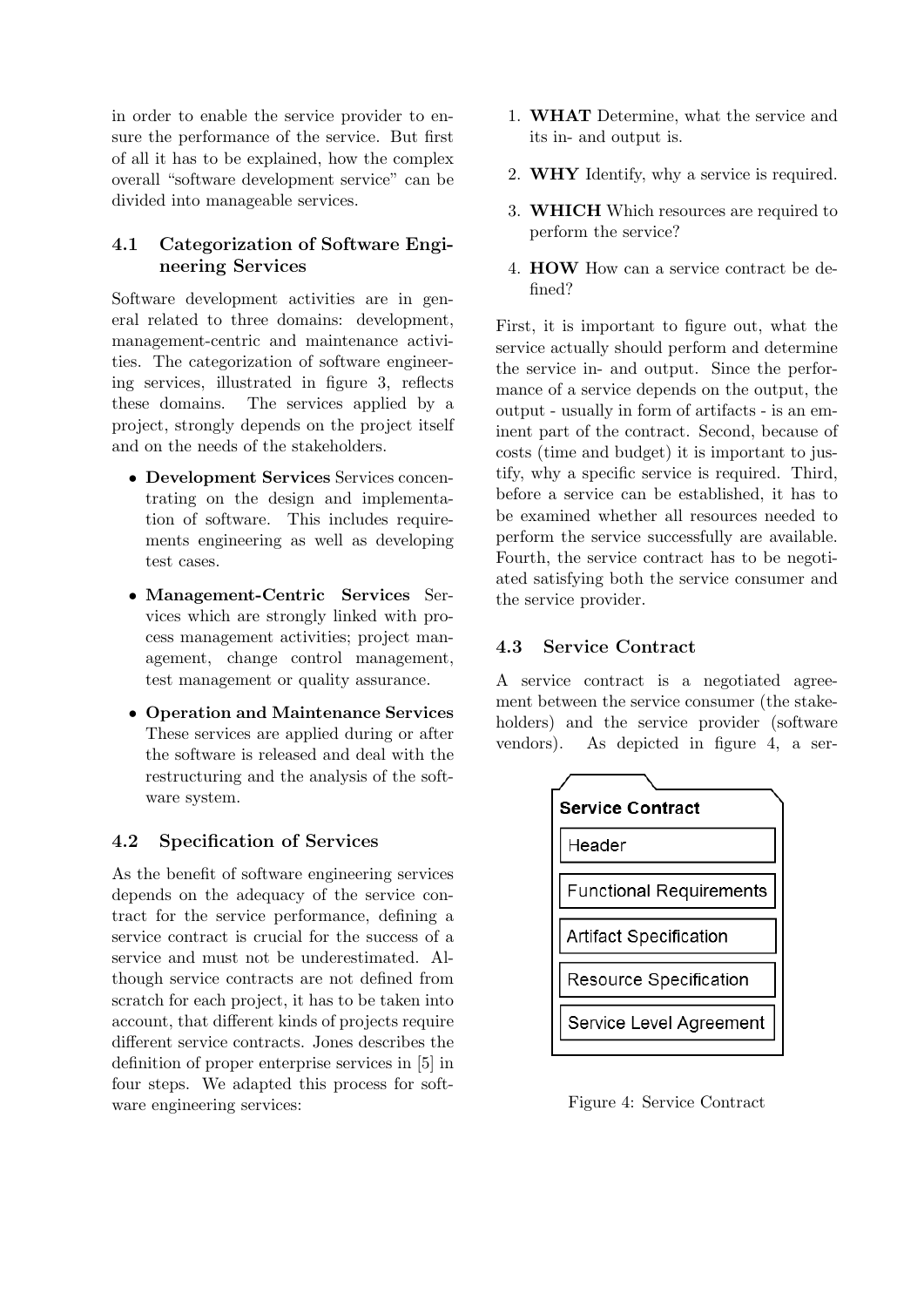in order to enable the service provider to ensure the performance of the service. But first of all it has to be explained, how the complex overall "software development service" can be divided into manageable services.

### 4.1 Categorization of Software Engineering Services

Software development activities are in general related to three domains: development, management-centric and maintenance activities. The categorization of software engineering services, illustrated in figure 3, reflects these domains. The services applied by a project, strongly depends on the project itself and on the needs of the stakeholders.

- **Development Services** Services concentrating on the design and implementation of software. This includes requirements engineering as well as developing test cases.
- **Management-Centric Services** Services which are strongly linked with process management activities; project management, change control management, test management or quality assurance.
- **Operation and Maintenance Services** These services are applied during or after the software is released and deal with the restructuring and the analysis of the software system.

### 4.2 Specification of Services

As the benefit of software engineering services depends on the adequacy of the service contract for the service performance, defining a service contract is crucial for the success of a service and must not be underestimated. Although service contracts are not defined from scratch for each project, it has to be taken into account, that different kinds of projects require different service contracts. Jones describes the definition of proper enterprise services in [5] in four steps. We adapted this process for software engineering services:

1. **WHAT** Determine, what the service and its in- and output is.
2. **WHY** Identify, why a service is required.
3. **WHICH** Which resources are required to perform the service?
4. **HOW** How can a service contract be defined?

First, it is important to figure out, what the service actually should perform and determine the service in- and output. Since the performance of a service depends on the output, the output - usually in form of artifacts - is an eminent part of the contract. Second, because of costs (time and budget) it is important to justify, why a specific service is required. Third, before a service can be established, it has to be examined whether all resources needed to perform the service successfully are available. Fourth, the service contract has to be negotiated satisfying both the service consumer and the service provider.

### 4.3 Service Contract

A service contract is a negotiated agreement between the service consumer (the stakeholders) and the service provider (software vendors). As depicted in figure 4, a ser-

Service Contract
- Header
- Functional Requirements
- Artifact Specification
- Resource Specification
- Service Level Agreement

Figure 4: Service Contract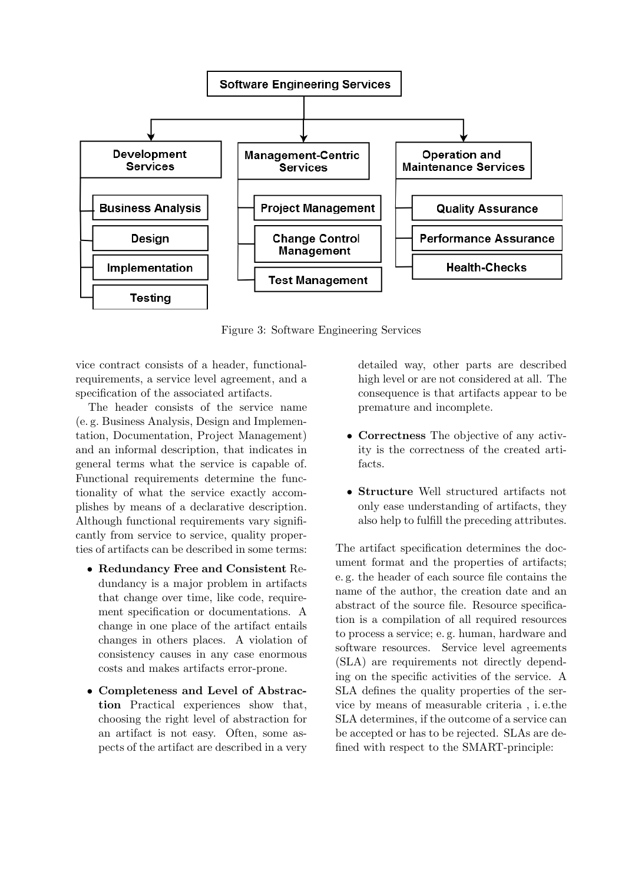Figure 3: Software Engineering Services

vice contract consists of a header, functional-requirements, a service level agreement, and a specification of the associated artifacts.

The header consists of the service name (e. g. Business Analysis, Design and Implementation, Documentation, Project Management) and an informal description, that indicates in general terms what the service is capable of. Functional requirements determine the functionality of what the service exactly accomplishes by means of a declarative description. Although functional requirements vary significantly from service to service, quality properties of artifacts can be described in some terms:

- **Redundancy Free and Consistent** Redundancy is a major problem in artifacts that change over time, like code, requirement specification or documentations. A change in one place of the artifact entails changes in others places. A violation of consistency causes in any case enormous costs and makes artifacts error-prone.
- **Completeness and Level of Abstraction** Practical experiences show that, choosing the right level of abstraction for an artifact is not easy. Often, some aspects of the artifact are described in a very detailed way, other parts are described high level or are not considered at all. The consequence is that artifacts appear to be premature and incomplete.
- **Correctness** The objective of any activity is the correctness of the created artifacts.
- **Structure** Well structured artifacts not only ease understanding of artifacts, they also help to fulfill the preceding attributes.

The artifact specification determines the document format and the properties of artifacts; e. g. the header of each source file contains the name of the author, the creation date and an abstract of the source file. Resource specification is a compilation of all required resources to process a service; e. g. human, hardware and software resources. Service level agreements (SLA) are requirements not directly depending on the specific activities of the service. A SLA defines the quality properties of the service by means of measurable criteria , i. e.the SLA determines, if the outcome of a service can be accepted or has to be rejected. SLAs are defined with respect to the SMART-principle: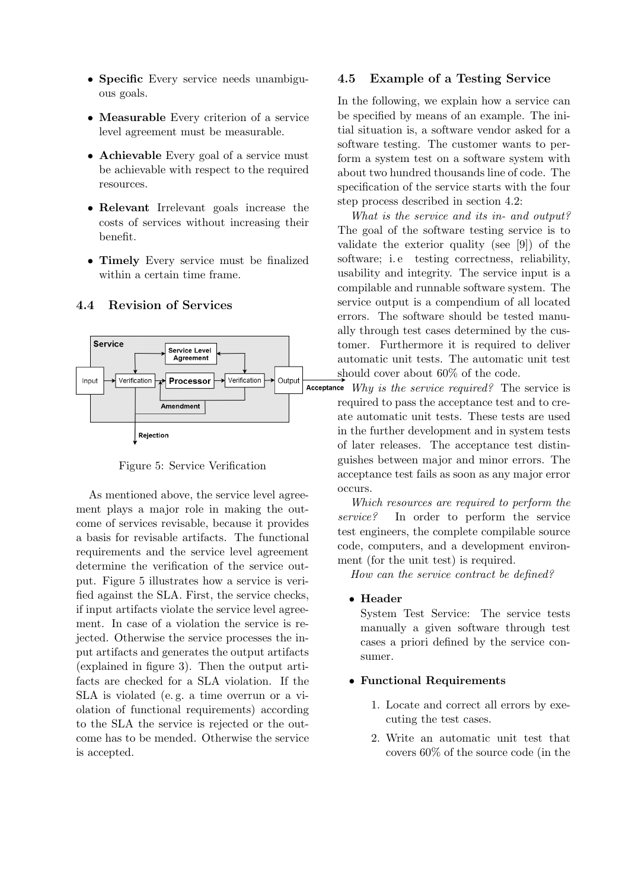- **Specific** Every service needs unambiguous goals.
- **Measurable** Every criterion of a service level agreement must be measurable.
- **Achievable** Every goal of a service must be achievable with respect to the required resources.
- **Relevant** Irrelevant goals increase the costs of services without increasing their benefit.
- **Timely** Every service must be finalized within a certain time frame.

## 4.4 Revision of Services

Figure 5: Service Verification

As mentioned above, the service level agreement plays a major role in making the outcome of services revisable, because it provides a basis for revisable artifacts. The functional requirements and the service level agreement determine the verification of the service output. Figure 5 illustrates how a service is verified against the SLA. First, the service checks, if input artifacts violate the service level agreement. In case of a violation the service is rejected. Otherwise the service processes the input artifacts and generates the output artifacts (explained in figure 3). Then the output artifacts are checked for a SLA violation. If the SLA is violated (e. g. a time overrun or a violation of functional requirements) according to the SLA the service is rejected or the outcome has to be mended. Otherwise the service is accepted.

## 4.5 Example of a Testing Service

In the following, we explain how a service can be specified by means of an example. The initial situation is, a software vendor asked for a software testing. The customer wants to perform a system test on a software system with about two hundred thousands line of code. The specification of the service starts with the four step process described in section 4.2:

*What is the service and its in- and output?* The goal of the software testing service is to validate the exterior quality (see [9]) of the software; i. e testing correctness, reliability, usability and integrity. The service input is a compilable and runnable software system. The service output is a compendium of all located errors. The software should be tested manually through test cases determined by the customer. Furthermore it is required to deliver automatic unit tests. The automatic unit test should cover about 60% of the code.

*Why is the service required?* The service is required to pass the acceptance test and to create automatic unit tests. These tests are used in the further development and in system tests of later releases. The acceptance test distinguishes between major and minor errors. The acceptance test fails as soon as any major error occurs.

*Which resources are required to perform the service?* In order to perform the service test engineers, the complete compilable source code, computers, and a development environment (for the unit test) is required.

*How can the service contract be defined?*

- **Header**
  System Test Service: The service tests manually a given software through test cases a priori defined by the service consumer.

- **Functional Requirements**
  1. Locate and correct all errors by executing the test cases.
  2. Write an automatic unit test that covers 60% of the source code (in the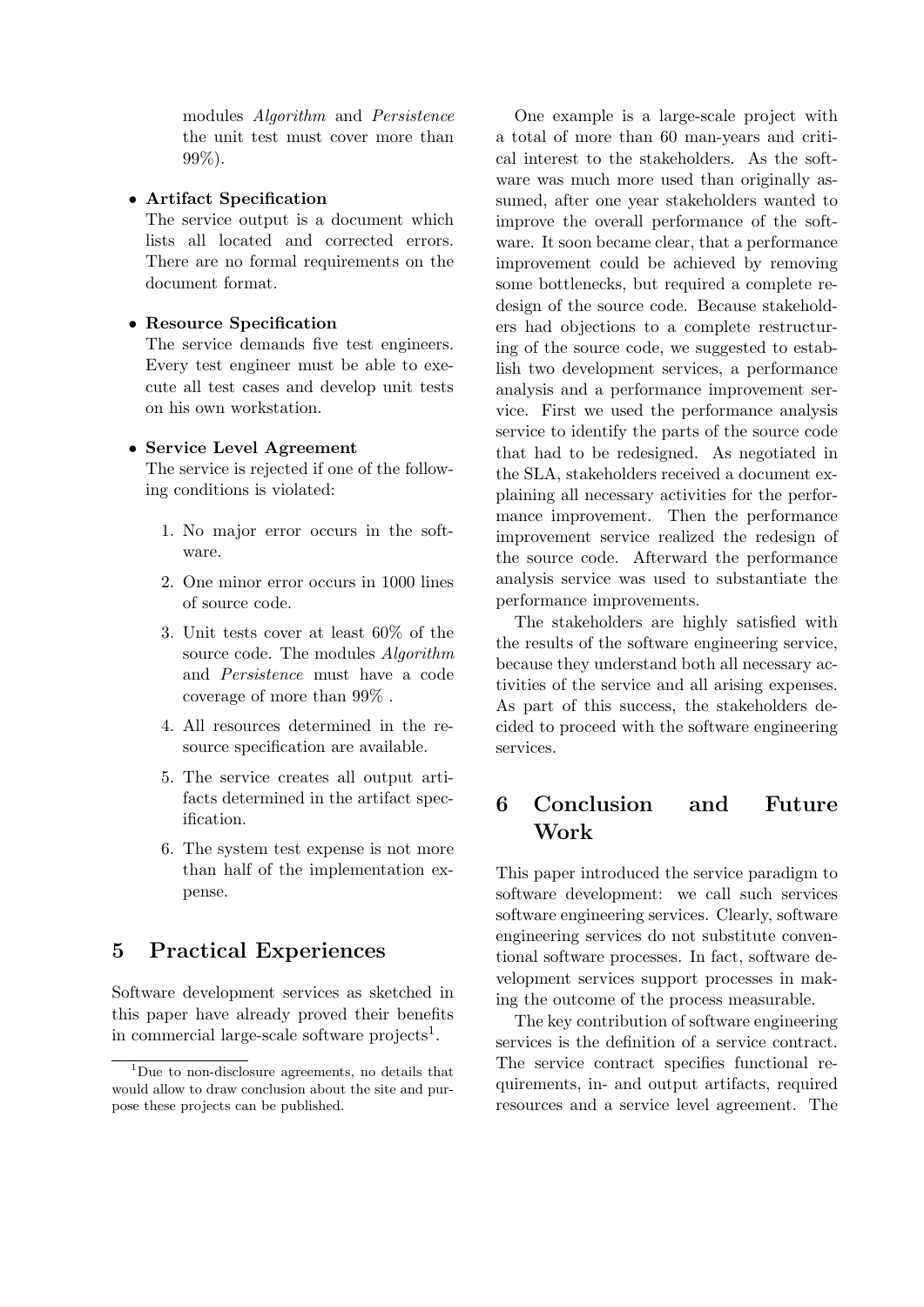modules *Algorithm* and *Persistence* the unit test must cover more than 99%).

- **Artifact Specification**
  The service output is a document which lists all located and corrected errors. There are no formal requirements on the document format.

- **Resource Specification**
  The service demands five test engineers. Every test engineer must be able to execute all test cases and develop unit tests on his own workstation.

- **Service Level Agreement**
  The service is rejected if one of the following conditions is violated:

  1. No major error occurs in the software.
  2. One minor error occurs in 1000 lines of source code.
  3. Unit tests cover at least 60% of the source code. The modules *Algorithm* and *Persistence* must have a code coverage of more than 99% .
  4. All resources determined in the resource specification are available.
  5. The service creates all output artifacts determined in the artifact specification.
  6. The system test expense is not more than half of the implementation expense.

## 5 Practical Experiences

Software development services as sketched in this paper have already proved their benefits in commercial large-scale software projects[1].

[1] Due to non-disclosure agreements, no details that would allow to draw conclusion about the site and purpose these projects can be published.

One example is a large-scale project with a total of more than 60 man-years and critical interest to the stakeholders. As the software was much more used than originally assumed, after one year stakeholders wanted to improve the overall performance of the software. It soon became clear, that a performance improvement could be achieved by removing some bottlenecks, but required a complete redesign of the source code. Because stakeholders had objections to a complete restructuring of the source code, we suggested to establish two development services, a performance analysis and a performance improvement service. First we used the performance analysis service to identify the parts of the source code that had to be redesigned. As negotiated in the SLA, stakeholders received a document explaining all necessary activities for the performance improvement. Then the performance improvement service realized the redesign of the source code. Afterward the performance analysis service was used to substantiate the performance improvements.

The stakeholders are highly satisfied with the results of the software engineering service, because they understand both all necessary activities of the service and all arising expenses. As part of this success, the stakeholders decided to proceed with the software engineering services.

## 6 Conclusion and Future Work

This paper introduced the service paradigm to software development: we call such services software engineering services. Clearly, software engineering services do not substitute conventional software processes. In fact, software development services support processes in making the outcome of the process measurable.

The key contribution of software engineering services is the definition of a service contract. The service contract specifies functional requirements, in- and output artifacts, required resources and a service level agreement. The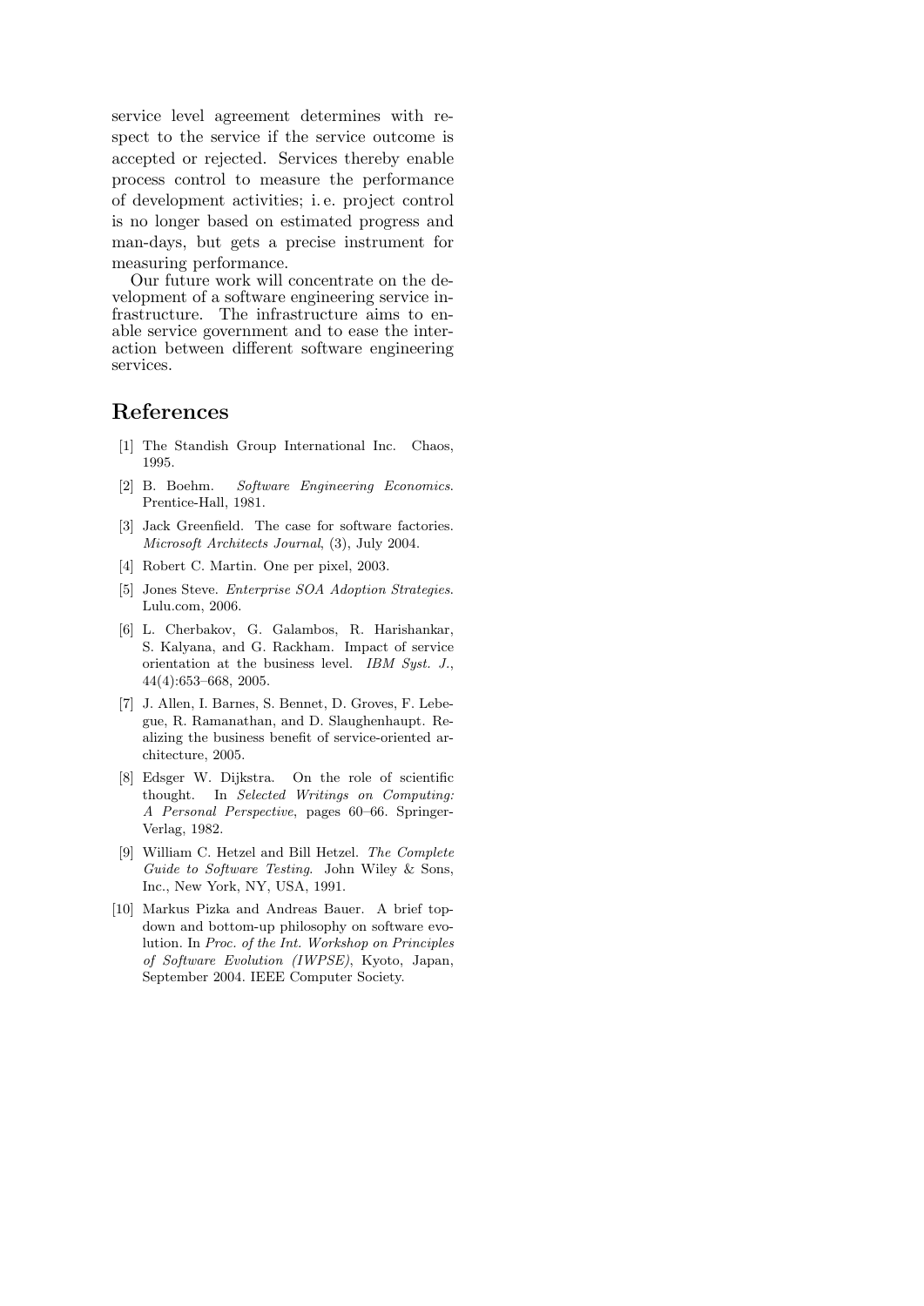service level agreement determines with respect to the service if the service outcome is accepted or rejected. Services thereby enable process control to measure the performance of development activities; i. e. project control is no longer based on estimated progress and man-days, but gets a precise instrument for measuring performance.

Our future work will concentrate on the development of a software engineering service infrastructure. The infrastructure aims to enable service government and to ease the interaction between different software engineering services.

## References

[1] The Standish Group International Inc. Chaos, 1995.

[2] B. Boehm. *Software Engineering Economics*. Prentice-Hall, 1981.

[3] Jack Greenfield. The case for software factories. *Microsoft Architects Journal*, (3), July 2004.

[4] Robert C. Martin. One per pixel, 2003.

[5] Jones Steve. *Enterprise SOA Adoption Strategies*. Lulu.com, 2006.

[6] L. Cherbakov, G. Galambos, R. Harishankar, S. Kalyana, and G. Rackham. Impact of service orientation at the business level. *IBM Syst. J.*, 44(4):653–668, 2005.

[7] J. Allen, I. Barnes, S. Bennet, D. Groves, F. Lebegue, R. Ramanathan, and D. Slaughenhaupt. Realizing the business benefit of service-oriented architecture, 2005.

[8] Edsger W. Dijkstra. On the role of scientific thought. In *Selected Writings on Computing: A Personal Perspective*, pages 60–66. Springer-Verlag, 1982.

[9] William C. Hetzel and Bill Hetzel. *The Complete Guide to Software Testing*. John Wiley & Sons, Inc., New York, NY, USA, 1991.

[10] Markus Pizka and Andreas Bauer. A brief top-down and bottom-up philosophy on software evolution. In *Proc. of the Int. Workshop on Principles of Software Evolution (IWPSE)*, Kyoto, Japan, September 2004. IEEE Computer Society.